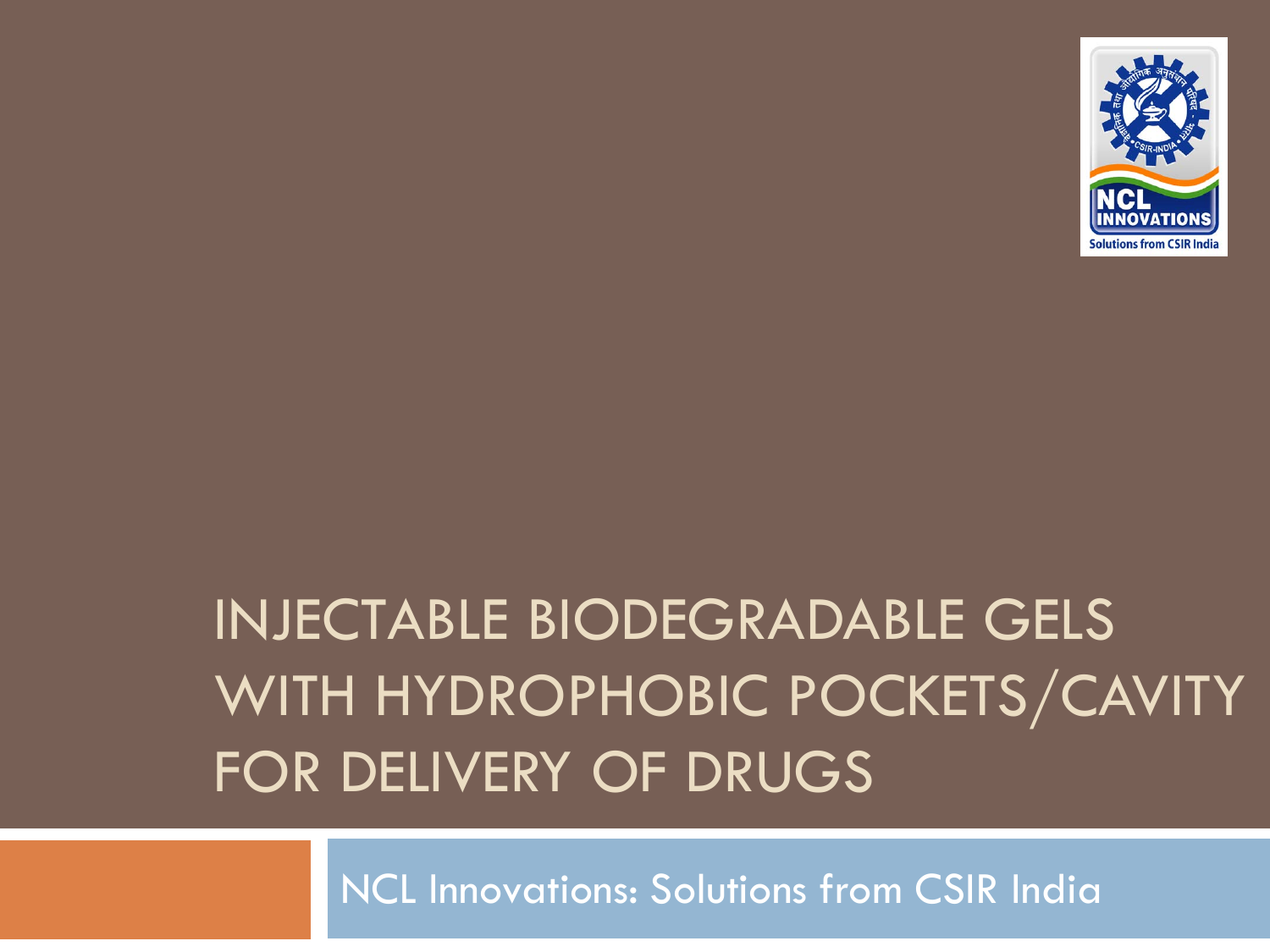# INJECTABLE BIODEGRADABLE GELS WITH HYDROPHOBIC POCKETS/CAVITY FOR DELIVERY OF DRUGS

NCL Innovations: Solutions from CSIR India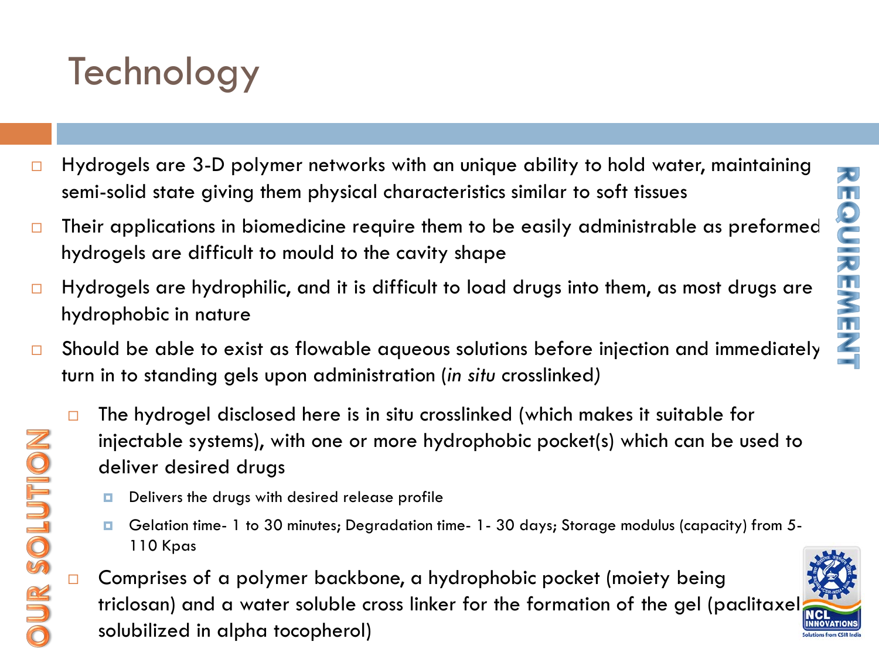# Technology

**REQUIREMENT**

- Hydrogels are 3-D polymer networks with an unique ability to hold water, maintaining semi-solid state giving them physical characteristics similar to soft tissues
- Their applications in biomedicine require them to be easily administrable as preformed hydrogels are difficult to mould to the cavity shape
- Hydrogels are hydrophilic, and it is difficult to load drugs into them, as most drugs are hydrophobic in nature
- Should be able to exist as flowable aqueous solutions before injection and immediately turn in to standing gels upon administration (*in situ* crosslinked)

**OUR SOLUTION**

- The hydrogel disclosed here is in situ crosslinked (which makes it suitable for injectable systems), with one or more hydrophobic pocket(s) which can be used to deliver desired drugs
  - Delivers the drugs with desired release profile
  - Gelation time- 1 to 30 minutes; Degradation time- 1- 30 days; Storage modulus (capacity) from 5- 110 Kpas
- Comprises of a polymer backbone, a hydrophobic pocket (moiety being triclosan) and a water soluble cross linker for the formation of the gel (paclitaxel solubilized in alpha tocopherol)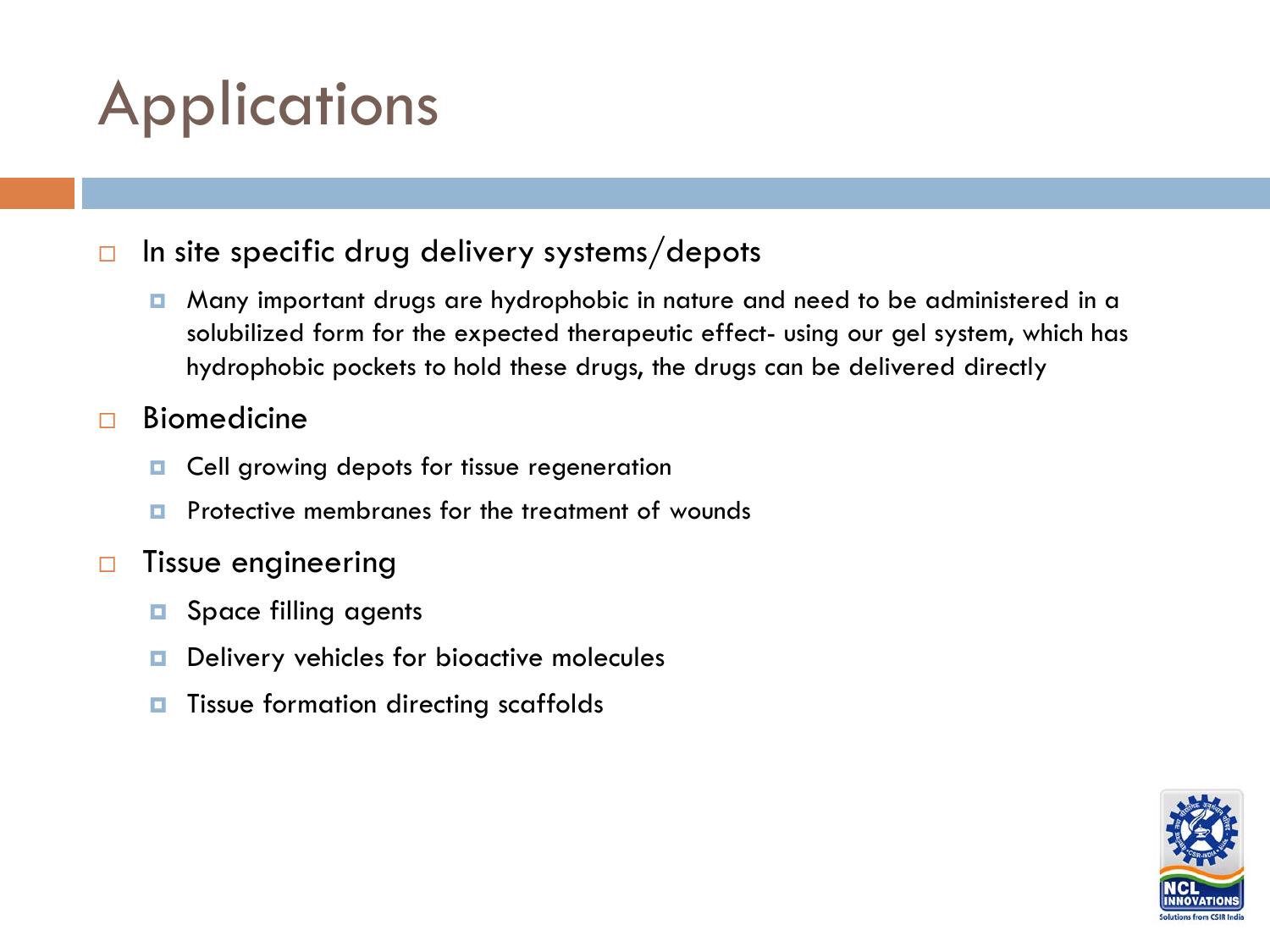# Applications

- In site specific drug delivery systems/depots
  - Many important drugs are hydrophobic in nature and need to be administered in a solubilized form for the expected therapeutic effect- using our gel system, which has hydrophobic pockets to hold these drugs, the drugs can be delivered directly
- Biomedicine
  - Cell growing depots for tissue regeneration
  - Protective membranes for the treatment of wounds
- Tissue engineering
  - Space filling agents
  - Delivery vehicles for bioactive molecules
  - Tissue formation directing scaffolds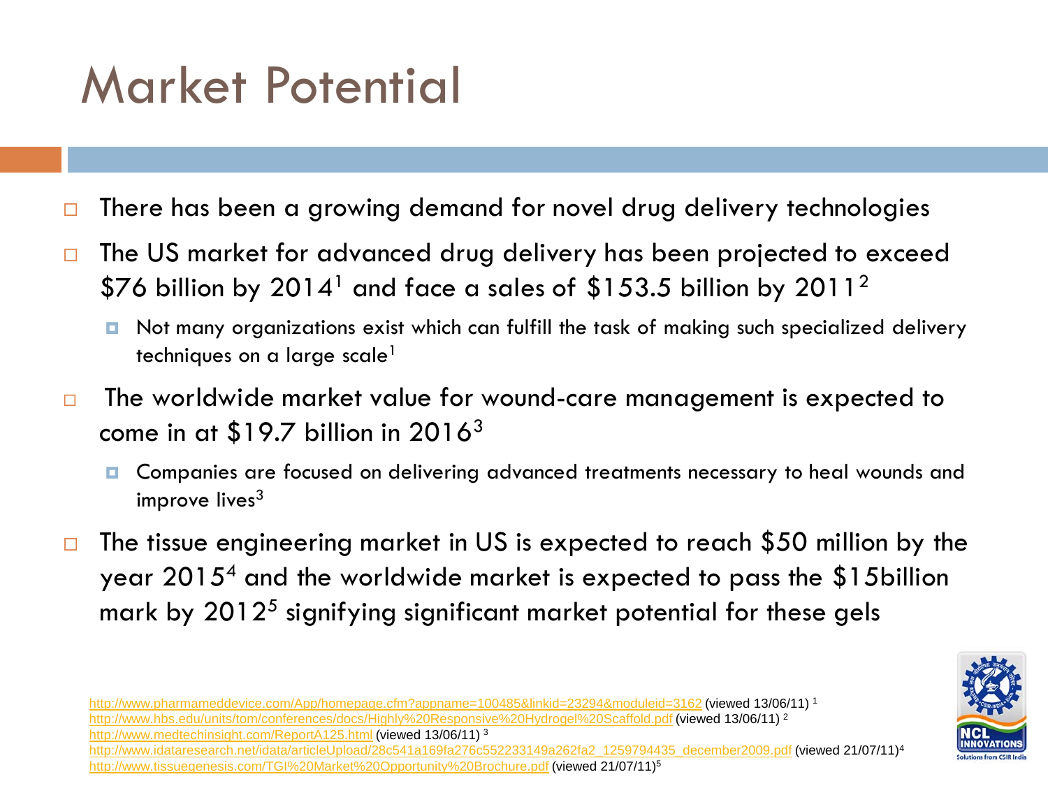# Market Potential

- There has been a growing demand for novel drug delivery technologies
- The US market for advanced drug delivery has been projected to exceed \$76 billion by 2014[1] and face a sales of \$153.5 billion by 2011[2]
  - Not many organizations exist which can fulfill the task of making such specialized delivery techniques on a large scale[1]
- The worldwide market value for wound-care management is expected to come in at \$19.7 billion in 2016[3]
  - Companies are focused on delivering advanced treatments necessary to heal wounds and improve lives[3]
- The tissue engineering market in US is expected to reach \$50 million by the year 2015[4] and the worldwide market is expected to pass the \$15billion mark by 2012[5] signifying significant market potential for these gels

http://www.pharmameddevice.com/App/homepage.cfm?appname=100485&linkid=23294&moduleid=3162 (viewed 13/06/11) [1]
http://www.hbs.edu/units/tom/conferences/docs/Highly%20Responsive%20Hydrogel%20Scaffold.pdf (viewed 13/06/11) [2]
http://www.medtechinsight.com/ReportA125.html (viewed 13/06/11) [3]
http://www.idataresearch.net/idata/articleUpload/28c541a169fa276c552233149a262fa2_1259794435_december2009.pdf (viewed 21/07/11)[4]
http://www.tissuegenesis.com/TGI%20Market%20Opportunity%20Brochure.pdf (viewed 21/07/11)[5]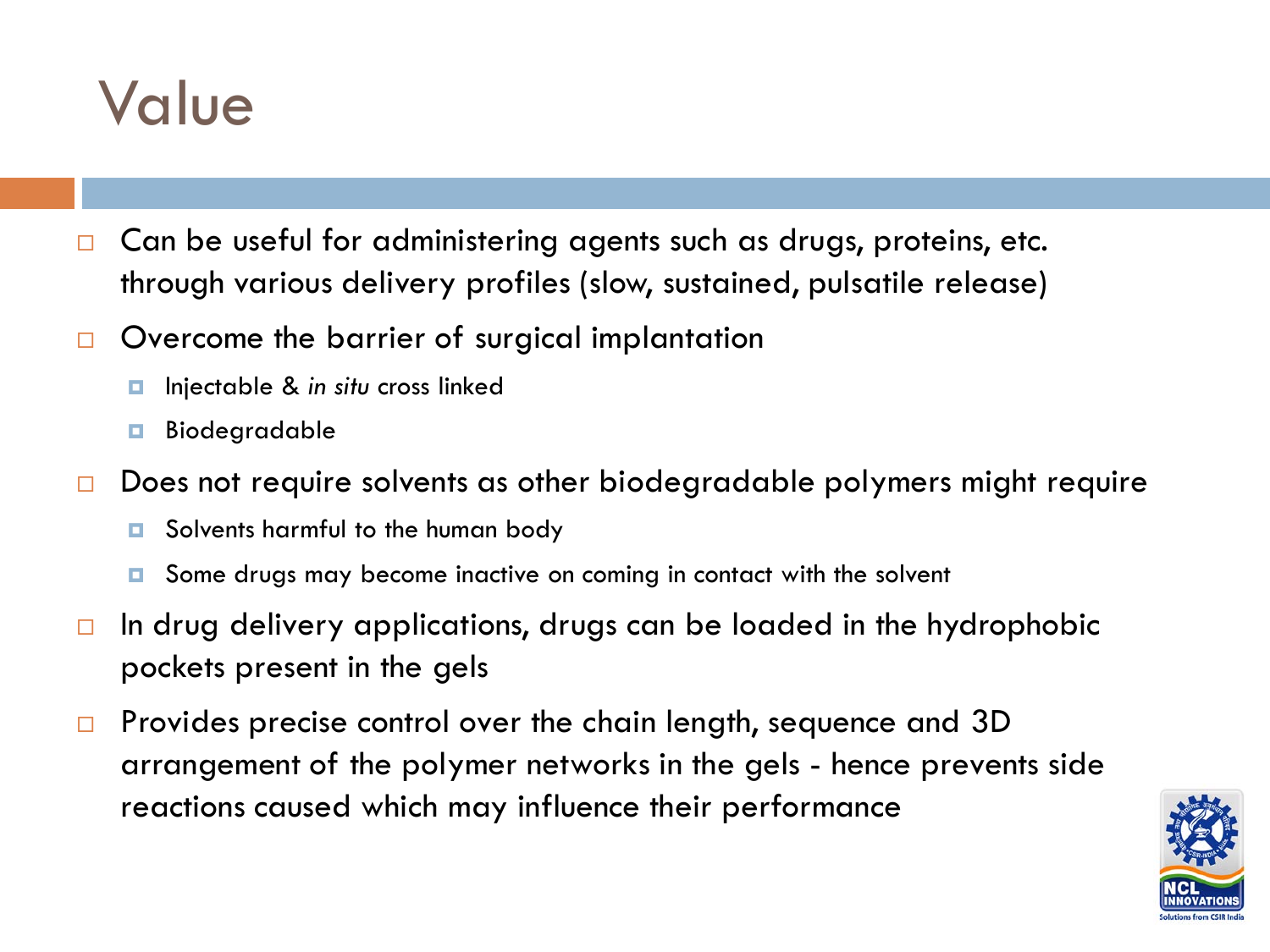# Value

- Can be useful for administering agents such as drugs, proteins, etc. through various delivery profiles (slow, sustained, pulsatile release)
- Overcome the barrier of surgical implantation
  - Injectable & *in situ* cross linked
  - Biodegradable
- Does not require solvents as other biodegradable polymers might require
  - Solvents harmful to the human body
  - Some drugs may become inactive on coming in contact with the solvent
- In drug delivery applications, drugs can be loaded in the hydrophobic pockets present in the gels
- Provides precise control over the chain length, sequence and 3D arrangement of the polymer networks in the gels - hence prevents side reactions caused which may influence their performance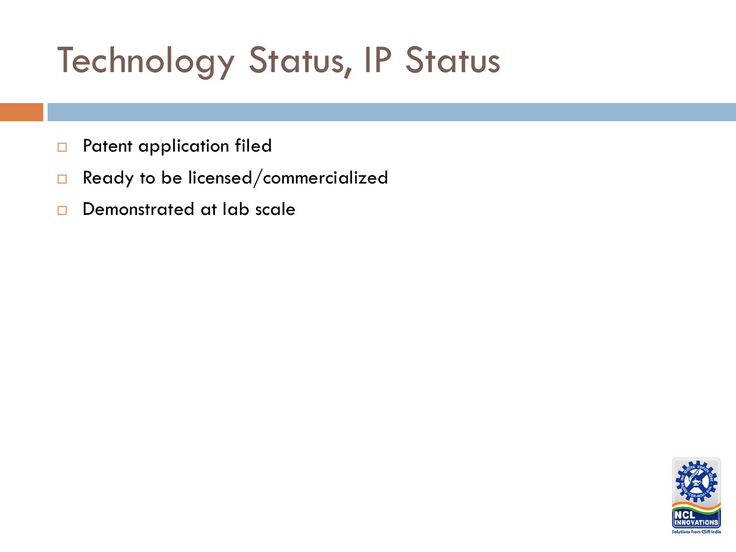# Technology Status, IP Status

- Patent application filed
- Ready to be licensed/commercialized
- Demonstrated at lab scale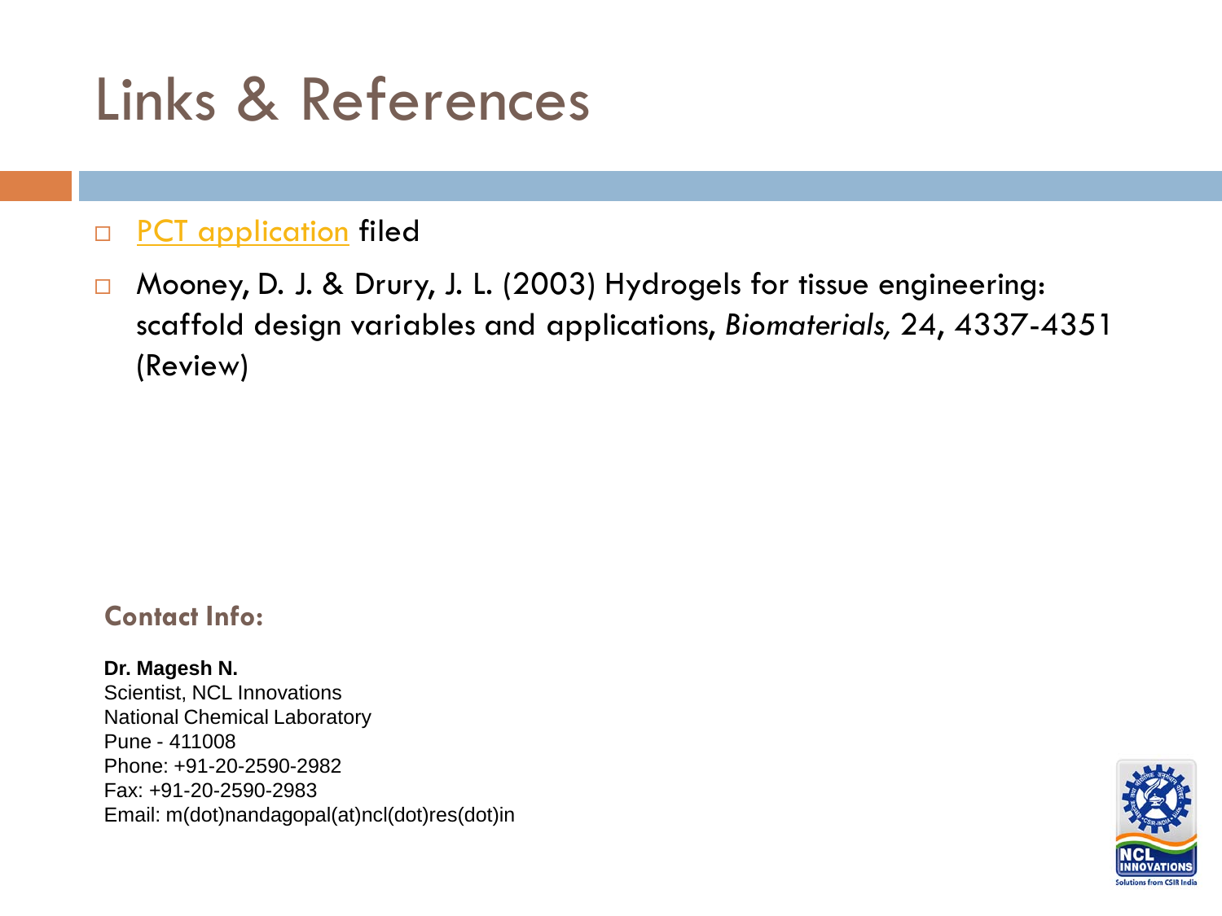# Links & References

- PCT application filed
- Mooney, D. J. & Drury, J. L. (2003) Hydrogels for tissue engineering: scaffold design variables and applications, *Biomaterials,* 24, 4337-4351 (Review)

**Contact Info:**

**Dr. Magesh N.**
Scientist, NCL Innovations
National Chemical Laboratory
Pune - 411008
Phone: +91-20-2590-2982
Fax: +91-20-2590-2983
Email: m(dot)nandagopal(at)ncl(dot)res(dot)in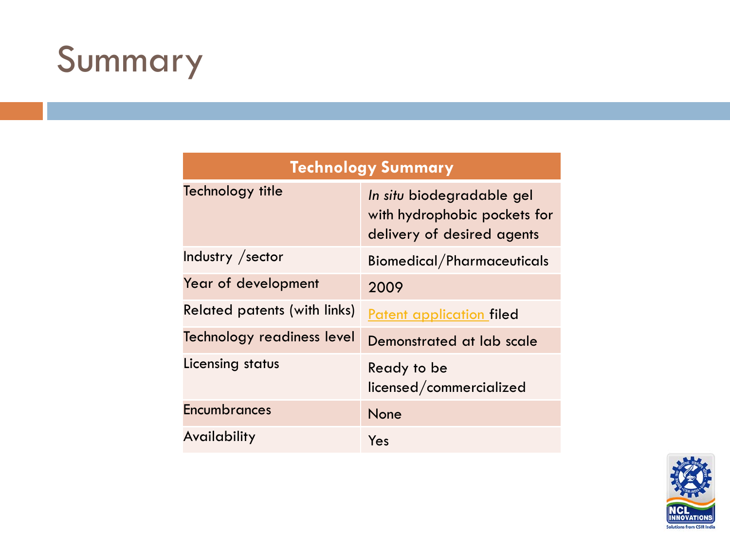# Summary

| Technology Summary | |
|---|---|
| Technology title | *In situ* biodegradable gel with hydrophobic pockets for delivery of desired agents |
| Industry /sector | Biomedical/Pharmaceuticals |
| Year of development | 2009 |
| Related patents (with links) | Patent application filed |
| Technology readiness level | Demonstrated at lab scale |
| Licensing status | Ready to be licensed/commercialized |
| Encumbrances | None |
| Availability | Yes |